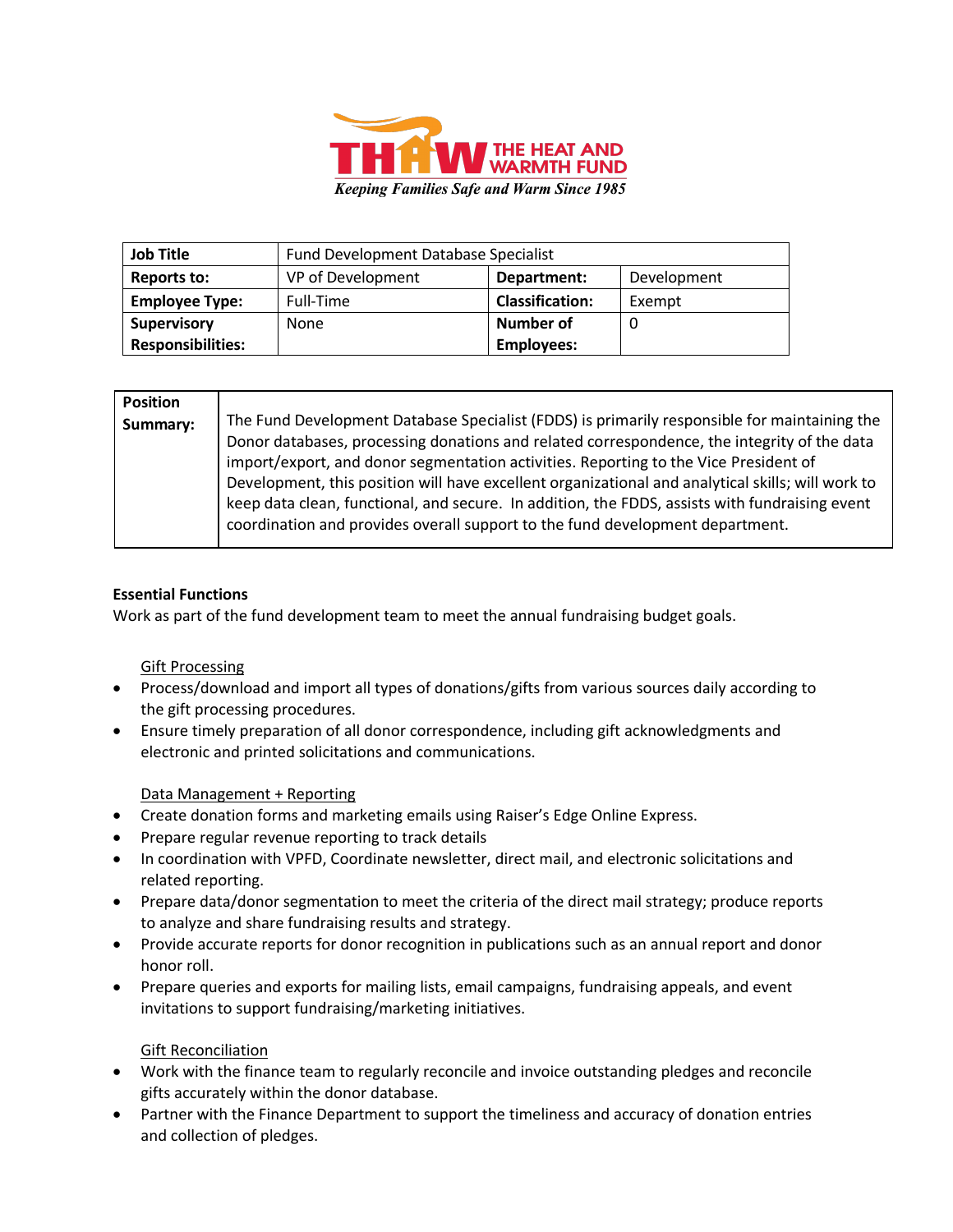THAW THE HEAT AND WARMTH FUND

*Keeping Families Safe and Warm Since 1985*

| **Job Title** | Fund Development Database Specialist | | |
|---|---|---|---|
| **Reports to:** | VP of Development | **Department:** | Development |
| **Employee Type:** | Full-Time | **Classification:** | Exempt |
| **Supervisory Responsibilities:** | None | **Number of Employees:** | 0 |

| **Position Summary:** | The Fund Development Database Specialist (FDDS) is primarily responsible for maintaining the Donor databases, processing donations and related correspondence, the integrity of the data import/export, and donor segmentation activities. Reporting to the Vice President of Development, this position will have excellent organizational and analytical skills; will work to keep data clean, functional, and secure. In addition, the FDDS, assists with fundraising event coordination and provides overall support to the fund development department. |
|---|---|

**Essential Functions**

Work as part of the fund development team to meet the annual fundraising budget goals.

Gift Processing

- Process/download and import all types of donations/gifts from various sources daily according to the gift processing procedures.
- Ensure timely preparation of all donor correspondence, including gift acknowledgments and electronic and printed solicitations and communications.

Data Management + Reporting

- Create donation forms and marketing emails using Raiser's Edge Online Express.
- Prepare regular revenue reporting to track details
- In coordination with VPFD, Coordinate newsletter, direct mail, and electronic solicitations and related reporting.
- Prepare data/donor segmentation to meet the criteria of the direct mail strategy; produce reports to analyze and share fundraising results and strategy.
- Provide accurate reports for donor recognition in publications such as an annual report and donor honor roll.
- Prepare queries and exports for mailing lists, email campaigns, fundraising appeals, and event invitations to support fundraising/marketing initiatives.

Gift Reconciliation

- Work with the finance team to regularly reconcile and invoice outstanding pledges and reconcile gifts accurately within the donor database.
- Partner with the Finance Department to support the timeliness and accuracy of donation entries and collection of pledges.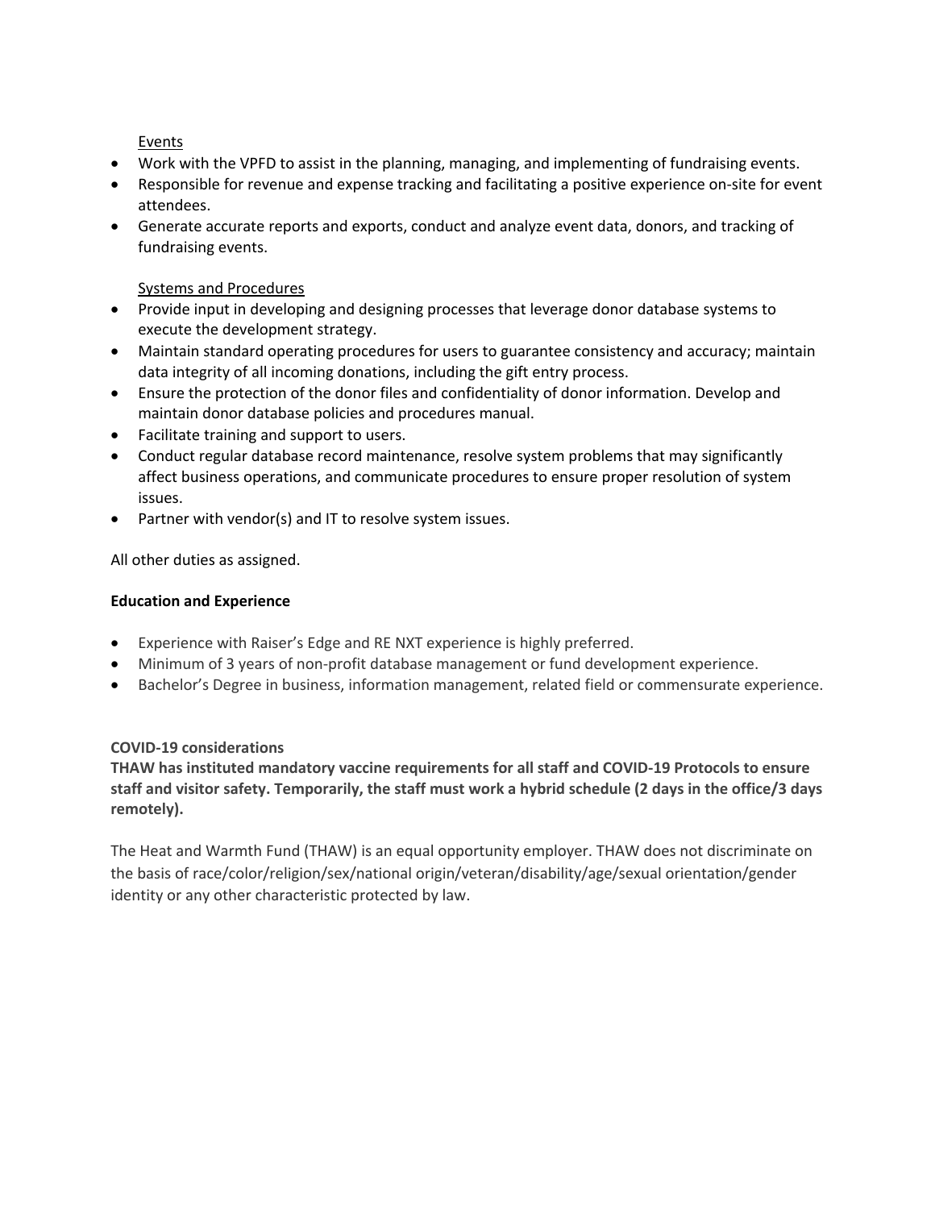Events

- Work with the VPFD to assist in the planning, managing, and implementing of fundraising events.
- Responsible for revenue and expense tracking and facilitating a positive experience on-site for event attendees.
- Generate accurate reports and exports, conduct and analyze event data, donors, and tracking of fundraising events.

Systems and Procedures

- Provide input in developing and designing processes that leverage donor database systems to execute the development strategy.
- Maintain standard operating procedures for users to guarantee consistency and accuracy; maintain data integrity of all incoming donations, including the gift entry process.
- Ensure the protection of the donor files and confidentiality of donor information. Develop and maintain donor database policies and procedures manual.
- Facilitate training and support to users.
- Conduct regular database record maintenance, resolve system problems that may significantly affect business operations, and communicate procedures to ensure proper resolution of system issues.
- Partner with vendor(s) and IT to resolve system issues.

All other duties as assigned.

**Education and Experience**

- Experience with Raiser's Edge and RE NXT experience is highly preferred.
- Minimum of 3 years of non-profit database management or fund development experience.
- Bachelor's Degree in business, information management, related field or commensurate experience.

**COVID-19 considerations**

**THAW has instituted mandatory vaccine requirements for all staff and COVID-19 Protocols to ensure staff and visitor safety. Temporarily, the staff must work a hybrid schedule (2 days in the office/3 days remotely).**

The Heat and Warmth Fund (THAW) is an equal opportunity employer. THAW does not discriminate on the basis of race/color/religion/sex/national origin/veteran/disability/age/sexual orientation/gender identity or any other characteristic protected by law.